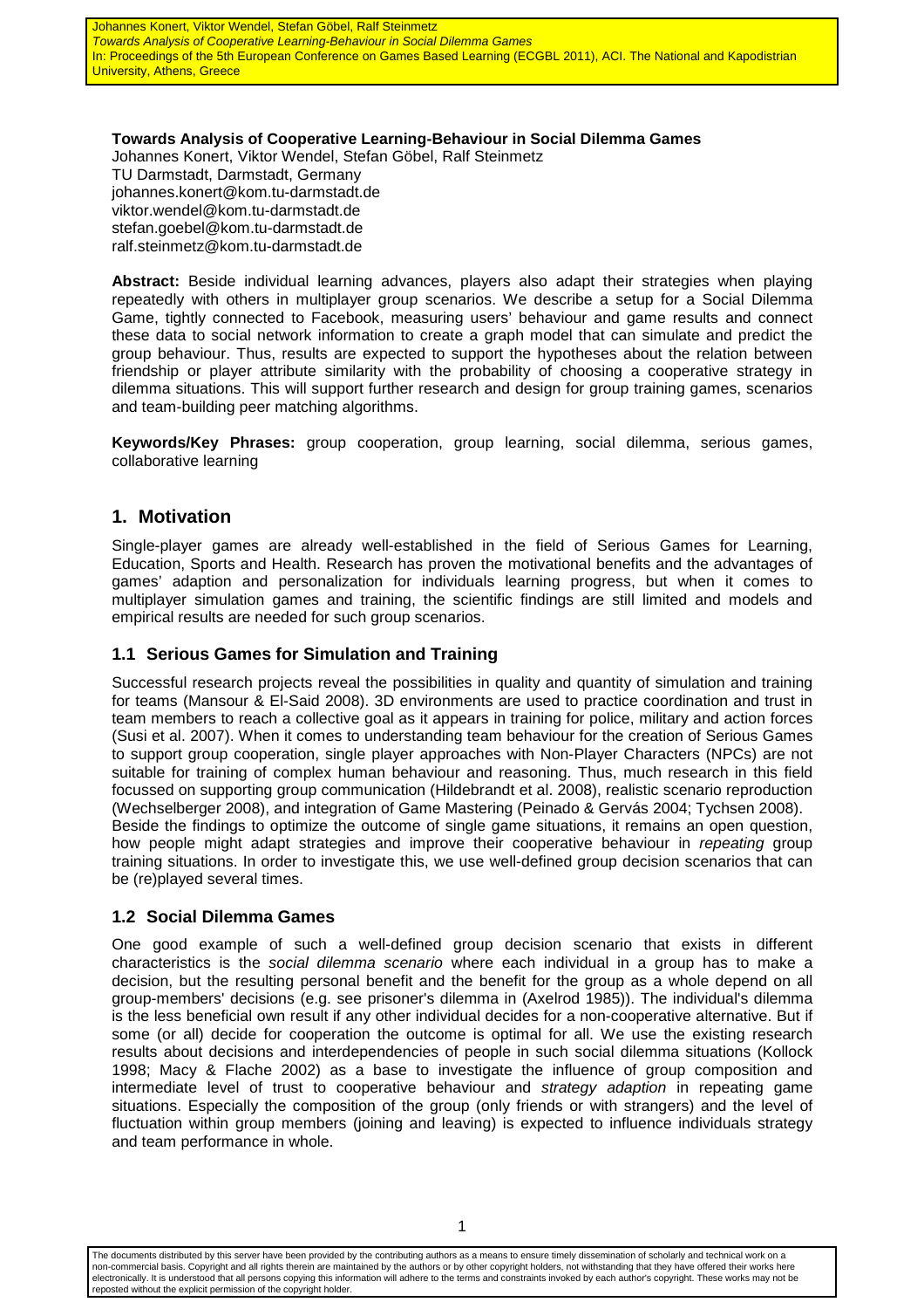**Towards Analysis of Cooperative Learning-Behaviour in Social Dilemma Games**

Johannes Konert, Viktor Wendel, Stefan Göbel, Ralf Steinmetz
TU Darmstadt, Darmstadt, Germany
johannes.konert@kom.tu-darmstadt.de
viktor.wendel@kom.tu-darmstadt.de
stefan.goebel@kom.tu-darmstadt.de
ralf.steinmetz@kom.tu-darmstadt.de

**Abstract:** Beside individual learning advances, players also adapt their strategies when playing repeatedly with others in multiplayer group scenarios. We describe a setup for a Social Dilemma Game, tightly connected to Facebook, measuring users' behaviour and game results and connect these data to social network information to create a graph model that can simulate and predict the group behaviour. Thus, results are expected to support the hypotheses about the relation between friendship or player attribute similarity with the probability of choosing a cooperative strategy in dilemma situations. This will support further research and design for group training games, scenarios and team-building peer matching algorithms.

**Keywords/Key Phrases:** group cooperation, group learning, social dilemma, serious games, collaborative learning

## 1. Motivation

Single-player games are already well-established in the field of Serious Games for Learning, Education, Sports and Health. Research has proven the motivational benefits and the advantages of games' adaption and personalization for individuals learning progress, but when it comes to multiplayer simulation games and training, the scientific findings are still limited and models and empirical results are needed for such group scenarios.

### 1.1 Serious Games for Simulation and Training

Successful research projects reveal the possibilities in quality and quantity of simulation and training for teams (Mansour & El-Said 2008). 3D environments are used to practice coordination and trust in team members to reach a collective goal as it appears in training for police, military and action forces (Susi et al. 2007). When it comes to understanding team behaviour for the creation of Serious Games to support group cooperation, single player approaches with Non-Player Characters (NPCs) are not suitable for training of complex human behaviour and reasoning. Thus, much research in this field focussed on supporting group communication (Hildebrandt et al. 2008), realistic scenario reproduction (Wechselberger 2008), and integration of Game Mastering (Peinado & Gervás 2004; Tychsen 2008).

Beside the findings to optimize the outcome of single game situations, it remains an open question, how people might adapt strategies and improve their cooperative behaviour in *repeating* group training situations. In order to investigate this, we use well-defined group decision scenarios that can be (re)played several times.

### 1.2 Social Dilemma Games

One good example of such a well-defined group decision scenario that exists in different characteristics is the *social dilemma scenario* where each individual in a group has to make a decision, but the resulting personal benefit and the benefit for the group as a whole depend on all group-members' decisions (e.g. see prisoner's dilemma in (Axelrod 1985)). The individual's dilemma is the less beneficial own result if any other individual decides for a non-cooperative alternative. But if some (or all) decide for cooperation the outcome is optimal for all. We use the existing research results about decisions and interdependencies of people in such social dilemma situations (Kollock 1998; Macy & Flache 2002) as a base to investigate the influence of group composition and intermediate level of trust to cooperative behaviour and *strategy adaption* in repeating game situations. Especially the composition of the group (only friends or with strangers) and the level of fluctuation within group members (joining and leaving) is expected to influence individuals strategy and team performance in whole.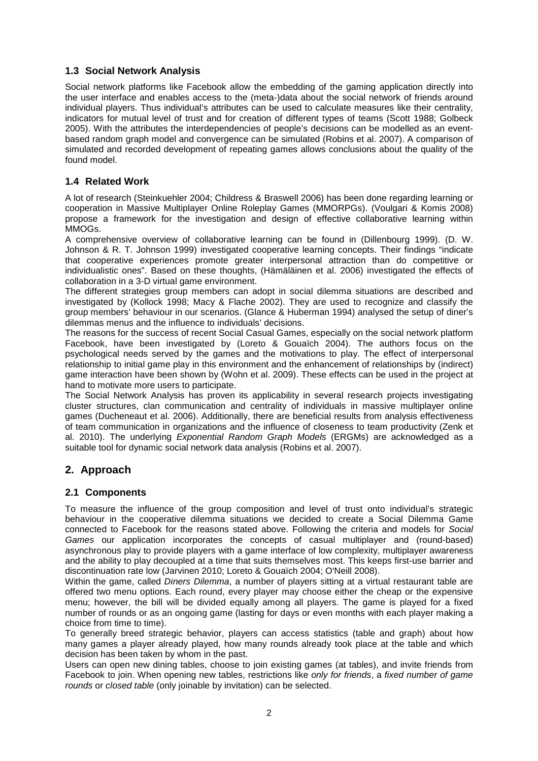### 1.3 Social Network Analysis

Social network platforms like Facebook allow the embedding of the gaming application directly into the user interface and enables access to the (meta-)data about the social network of friends around individual players. Thus individual's attributes can be used to calculate measures like their centrality, indicators for mutual level of trust and for creation of different types of teams (Scott 1988; Golbeck 2005). With the attributes the interdependencies of people's decisions can be modelled as an event-based random graph model and convergence can be simulated (Robins et al. 2007). A comparison of simulated and recorded development of repeating games allows conclusions about the quality of the found model.

### 1.4 Related Work

A lot of research (Steinkuehler 2004; Childress & Braswell 2006) has been done regarding learning or cooperation in Massive Multiplayer Online Roleplay Games (MMORPGs). (Voulgari & Komis 2008) propose a framework for the investigation and design of effective collaborative learning within MMOGs.

A comprehensive overview of collaborative learning can be found in (Dillenbourg 1999). (D. W. Johnson & R. T. Johnson 1999) investigated cooperative learning concepts. Their findings "indicate that cooperative experiences promote greater interpersonal attraction than do competitive or individualistic ones". Based on these thoughts, (Hämäläinen et al. 2006) investigated the effects of collaboration in a 3-D virtual game environment.

The different strategies group members can adopt in social dilemma situations are described and investigated by (Kollock 1998; Macy & Flache 2002). They are used to recognize and classify the group members' behaviour in our scenarios. (Glance & Huberman 1994) analysed the setup of diner's dilemmas menus and the influence to individuals' decisions.

The reasons for the success of recent Social Casual Games, especially on the social network platform Facebook, have been investigated by (Loreto & Gouaïch 2004). The authors focus on the psychological needs served by the games and the motivations to play. The effect of interpersonal relationship to initial game play in this environment and the enhancement of relationships by (indirect) game interaction have been shown by (Wohn et al. 2009). These effects can be used in the project at hand to motivate more users to participate.

The Social Network Analysis has proven its applicability in several research projects investigating cluster structures, clan communication and centrality of individuals in massive multiplayer online games (Ducheneaut et al. 2006). Additionally, there are beneficial results from analysis effectiveness of team communication in organizations and the influence of closeness to team productivity (Zenk et al. 2010). The underlying *Exponential Random Graph Models* (ERGMs) are acknowledged as a suitable tool for dynamic social network data analysis (Robins et al. 2007).

## 2. Approach

### 2.1 Components

To measure the influence of the group composition and level of trust onto individual's strategic behaviour in the cooperative dilemma situations we decided to create a Social Dilemma Game connected to Facebook for the reasons stated above. Following the criteria and models for *Social Games* our application incorporates the concepts of casual multiplayer and (round-based) asynchronous play to provide players with a game interface of low complexity, multiplayer awareness and the ability to play decoupled at a time that suits themselves most. This keeps first-use barrier and discontinuation rate low (Jarvinen 2010; Loreto & Gouaïch 2004; O'Neill 2008).

Within the game, called *Diners Dilemma*, a number of players sitting at a virtual restaurant table are offered two menu options. Each round, every player may choose either the cheap or the expensive menu; however, the bill will be divided equally among all players. The game is played for a fixed number of rounds or as an ongoing game (lasting for days or even months with each player making a choice from time to time).

To generally breed strategic behavior, players can access statistics (table and graph) about how many games a player already played, how many rounds already took place at the table and which decision has been taken by whom in the past.

Users can open new dining tables, choose to join existing games (at tables), and invite friends from Facebook to join. When opening new tables, restrictions like *only for friends*, a *fixed number of game rounds* or *closed table* (only joinable by invitation) can be selected.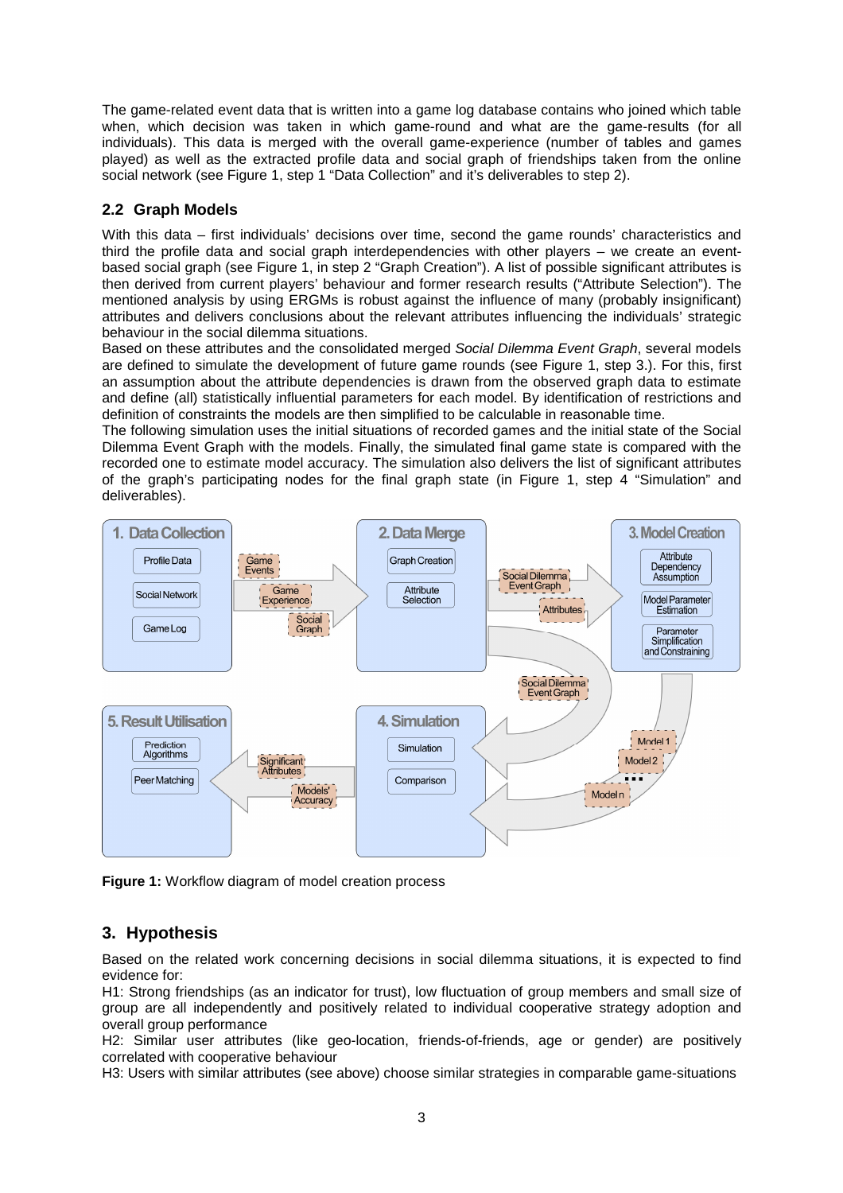The game-related event data that is written into a game log database contains who joined which table when, which decision was taken in which game-round and what are the game-results (for all individuals). This data is merged with the overall game-experience (number of tables and games played) as well as the extracted profile data and social graph of friendships taken from the online social network (see Figure 1, step 1 "Data Collection" and it's deliverables to step 2).

## 2.2 Graph Models

With this data – first individuals' decisions over time, second the game rounds' characteristics and third the profile data and social graph interdependencies with other players – we create an event-based social graph (see Figure 1, in step 2 "Graph Creation"). A list of possible significant attributes is then derived from current players' behaviour and former research results ("Attribute Selection"). The mentioned analysis by using ERGMs is robust against the influence of many (probably insignificant) attributes and delivers conclusions about the relevant attributes influencing the individuals' strategic behaviour in the social dilemma situations.

Based on these attributes and the consolidated merged *Social Dilemma Event Graph*, several models are defined to simulate the development of future game rounds (see Figure 1, step 3.). For this, first an assumption about the attribute dependencies is drawn from the observed graph data to estimate and define (all) statistically influential parameters for each model. By identification of restrictions and definition of constraints the models are then simplified to be calculable in reasonable time.

The following simulation uses the initial situations of recorded games and the initial state of the Social Dilemma Event Graph with the models. Finally, the simulated final game state is compared with the recorded one to estimate model accuracy. The simulation also delivers the list of significant attributes of the graph's participating nodes for the final graph state (in Figure 1, step 4 "Simulation" and deliverables).

**Figure 1:** Workflow diagram of model creation process

# 3. Hypothesis

Based on the related work concerning decisions in social dilemma situations, it is expected to find evidence for:

H1: Strong friendships (as an indicator for trust), low fluctuation of group members and small size of group are all independently and positively related to individual cooperative strategy adoption and overall group performance

H2: Similar user attributes (like geo-location, friends-of-friends, age or gender) are positively correlated with cooperative behaviour

H3: Users with similar attributes (see above) choose similar strategies in comparable game-situations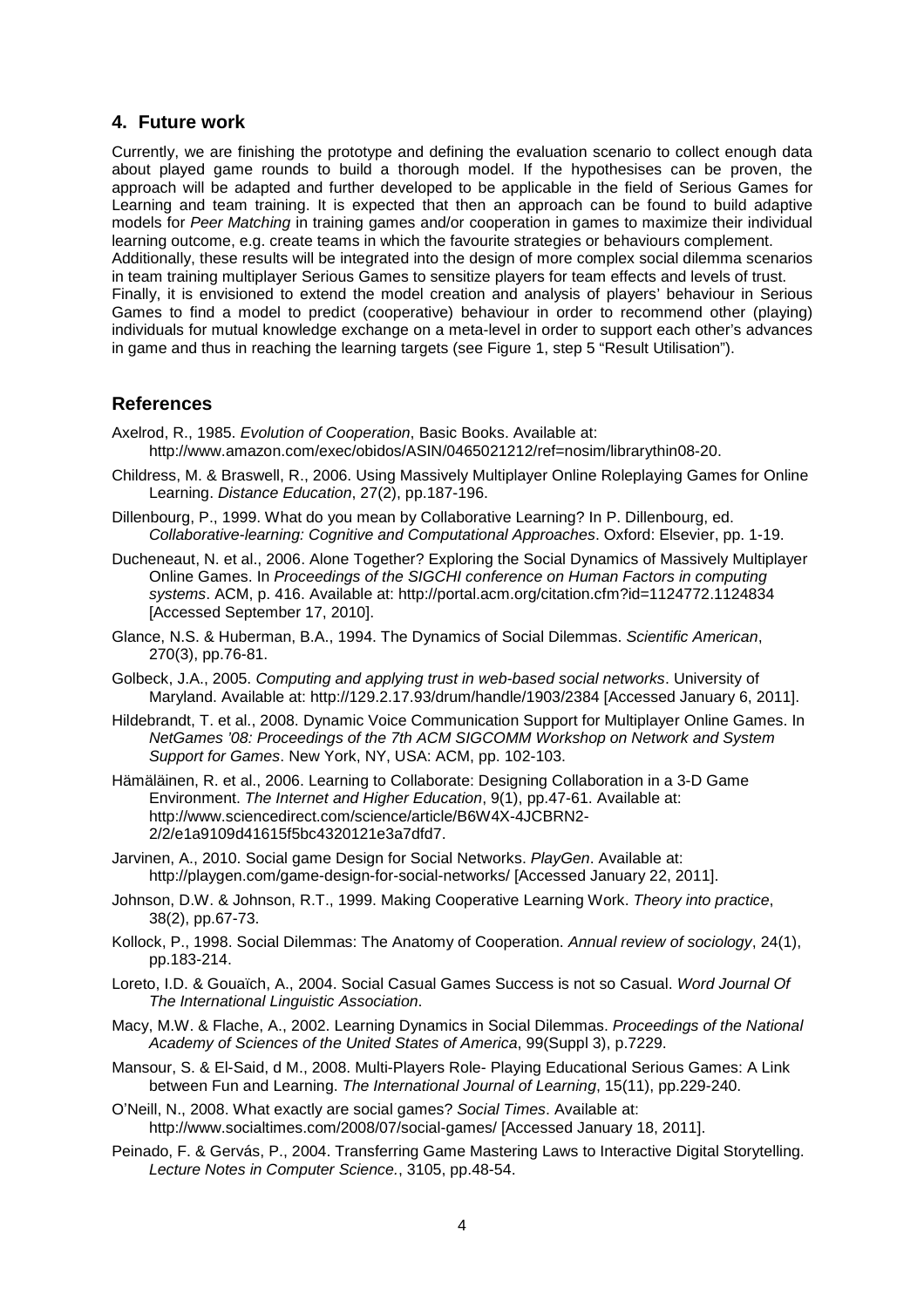## 4. Future work

Currently, we are finishing the prototype and defining the evaluation scenario to collect enough data about played game rounds to build a thorough model. If the hypothesises can be proven, the approach will be adapted and further developed to be applicable in the field of Serious Games for Learning and team training. It is expected that then an approach can be found to build adaptive models for *Peer Matching* in training games and/or cooperation in games to maximize their individual learning outcome, e.g. create teams in which the favourite strategies or behaviours complement.
Additionally, these results will be integrated into the design of more complex social dilemma scenarios in team training multiplayer Serious Games to sensitize players for team effects and levels of trust.
Finally, it is envisioned to extend the model creation and analysis of players' behaviour in Serious Games to find a model to predict (cooperative) behaviour in order to recommend other (playing) individuals for mutual knowledge exchange on a meta-level in order to support each other's advances in game and thus in reaching the learning targets (see Figure 1, step 5 "Result Utilisation").

## References

Axelrod, R., 1985. *Evolution of Cooperation*, Basic Books. Available at: http://www.amazon.com/exec/obidos/ASIN/0465021212/ref=nosim/librarythin08-20.

Childress, M. & Braswell, R., 2006. Using Massively Multiplayer Online Roleplaying Games for Online Learning. *Distance Education*, 27(2), pp.187-196.

Dillenbourg, P., 1999. What do you mean by Collaborative Learning? In P. Dillenbourg, ed. *Collaborative-learning: Cognitive and Computational Approaches*. Oxford: Elsevier, pp. 1-19.

Ducheneaut, N. et al., 2006. Alone Together? Exploring the Social Dynamics of Massively Multiplayer Online Games. In *Proceedings of the SIGCHI conference on Human Factors in computing systems*. ACM, p. 416. Available at: http://portal.acm.org/citation.cfm?id=1124772.1124834 [Accessed September 17, 2010].

Glance, N.S. & Huberman, B.A., 1994. The Dynamics of Social Dilemmas. *Scientific American*, 270(3), pp.76-81.

Golbeck, J.A., 2005. *Computing and applying trust in web-based social networks*. University of Maryland. Available at: http://129.2.17.93/drum/handle/1903/2384 [Accessed January 6, 2011].

Hildebrandt, T. et al., 2008. Dynamic Voice Communication Support for Multiplayer Online Games. In *NetGames '08: Proceedings of the 7th ACM SIGCOMM Workshop on Network and System Support for Games*. New York, NY, USA: ACM, pp. 102-103.

Hämäläinen, R. et al., 2006. Learning to Collaborate: Designing Collaboration in a 3-D Game Environment. *The Internet and Higher Education*, 9(1), pp.47-61. Available at: http://www.sciencedirect.com/science/article/B6W4X-4JCBRN2-2/2/e1a9109d41615f5bc4320121e3a7dfd7.

Jarvinen, A., 2010. Social game Design for Social Networks. *PlayGen*. Available at: http://playgen.com/game-design-for-social-networks/ [Accessed January 22, 2011].

Johnson, D.W. & Johnson, R.T., 1999. Making Cooperative Learning Work. *Theory into practice*, 38(2), pp.67-73.

Kollock, P., 1998. Social Dilemmas: The Anatomy of Cooperation. *Annual review of sociology*, 24(1), pp.183-214.

Loreto, I.D. & Gouaïch, A., 2004. Social Casual Games Success is not so Casual. *Word Journal Of The International Linguistic Association*.

Macy, M.W. & Flache, A., 2002. Learning Dynamics in Social Dilemmas. *Proceedings of the National Academy of Sciences of the United States of America*, 99(Suppl 3), p.7229.

Mansour, S. & El-Said, d M., 2008. Multi-Players Role- Playing Educational Serious Games: A Link between Fun and Learning. *The International Journal of Learning*, 15(11), pp.229-240.

O'Neill, N., 2008. What exactly are social games? *Social Times*. Available at: http://www.socialtimes.com/2008/07/social-games/ [Accessed January 18, 2011].

Peinado, F. & Gervás, P., 2004. Transferring Game Mastering Laws to Interactive Digital Storytelling. *Lecture Notes in Computer Science.*, 3105, pp.48-54.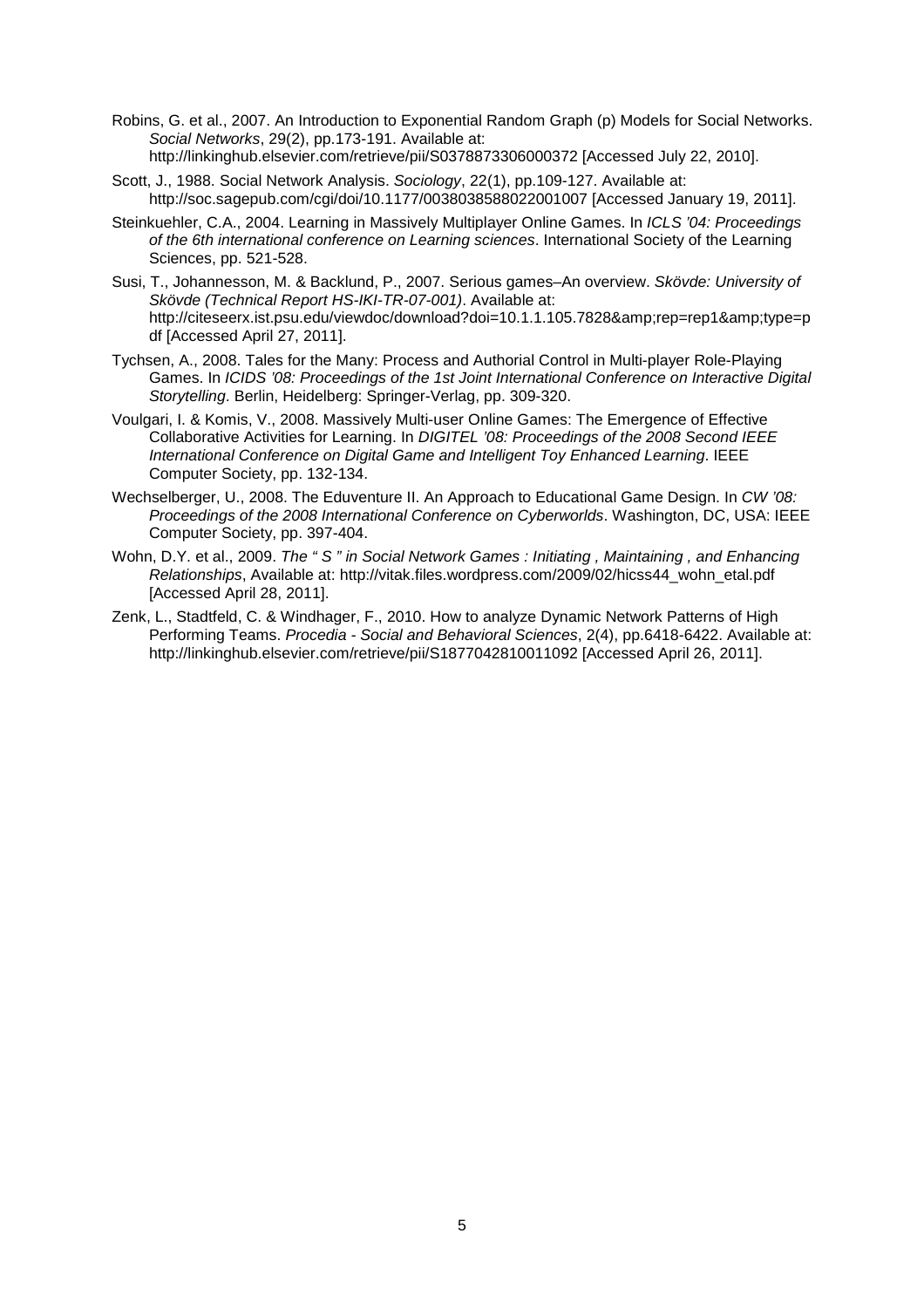Robins, G. et al., 2007. An Introduction to Exponential Random Graph (p) Models for Social Networks. *Social Networks*, 29(2), pp.173-191. Available at: http://linkinghub.elsevier.com/retrieve/pii/S0378873306000372 [Accessed July 22, 2010].

Scott, J., 1988. Social Network Analysis. *Sociology*, 22(1), pp.109-127. Available at: http://soc.sagepub.com/cgi/doi/10.1177/0038038588022001007 [Accessed January 19, 2011].

Steinkuehler, C.A., 2004. Learning in Massively Multiplayer Online Games. In *ICLS '04: Proceedings of the 6th international conference on Learning sciences*. International Society of the Learning Sciences, pp. 521-528.

Susi, T., Johannesson, M. & Backlund, P., 2007. Serious games–An overview. *Skövde: University of Skövde (Technical Report HS-IKI-TR-07-001)*. Available at: http://citeseerx.ist.psu.edu/viewdoc/download?doi=10.1.1.105.7828&amp;rep=rep1&amp;type=pdf [Accessed April 27, 2011].

Tychsen, A., 2008. Tales for the Many: Process and Authorial Control in Multi-player Role-Playing Games. In *ICIDS '08: Proceedings of the 1st Joint International Conference on Interactive Digital Storytelling*. Berlin, Heidelberg: Springer-Verlag, pp. 309-320.

Voulgari, I. & Komis, V., 2008. Massively Multi-user Online Games: The Emergence of Effective Collaborative Activities for Learning. In *DIGITEL '08: Proceedings of the 2008 Second IEEE International Conference on Digital Game and Intelligent Toy Enhanced Learning*. IEEE Computer Society, pp. 132-134.

Wechselberger, U., 2008. The Eduventure II. An Approach to Educational Game Design. In *CW '08: Proceedings of the 2008 International Conference on Cyberworlds*. Washington, DC, USA: IEEE Computer Society, pp. 397-404.

Wohn, D.Y. et al., 2009. *The " S " in Social Network Games : Initiating , Maintaining , and Enhancing Relationships*, Available at: http://vitak.files.wordpress.com/2009/02/hicss44_wohn_etal.pdf [Accessed April 28, 2011].

Zenk, L., Stadtfeld, C. & Windhager, F., 2010. How to analyze Dynamic Network Patterns of High Performing Teams. *Procedia - Social and Behavioral Sciences*, 2(4), pp.6418-6422. Available at: http://linkinghub.elsevier.com/retrieve/pii/S1877042810011092 [Accessed April 26, 2011].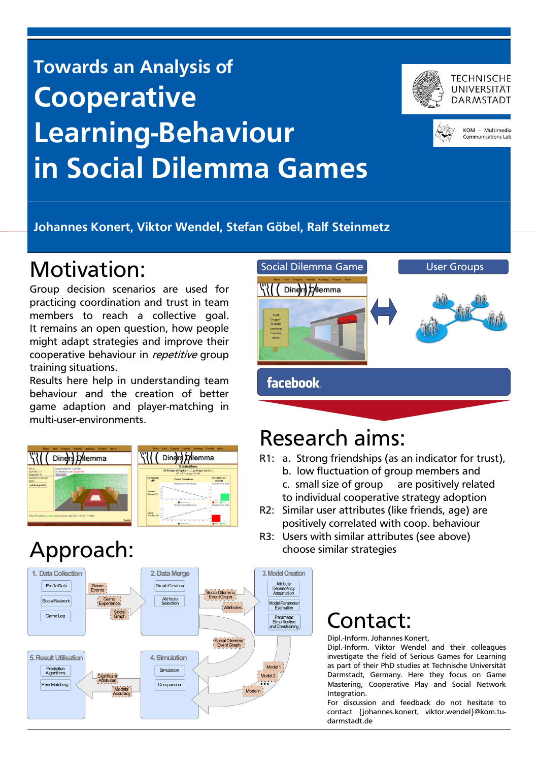# Towards an Analysis of Cooperative Learning-Behaviour in Social Dilemma Games

TECHNISCHE UNIVERSITÄT DARMSTADT

KOM – Multimedia Communications Lab

**Johannes Konert, Viktor Wendel, Stefan Göbel, Ralf Steinmetz**

## Motivation:

Group decision scenarios are used for practicing coordination and trust in team members to reach a collective goal. It remains an open question, how people might adapt strategies and improve their cooperative behaviour in *repetitive* group training situations.

Results here help in understanding team behaviour and the creation of better game adaption and player-matching in multi-user-environments.

Social Dilemma Game

User Groups

facebook

## Research aims:

R1: a. Strong friendships (as an indicator for trust),
b. low fluctuation of group members and
c. small size of group are positively related to individual cooperative strategy adoption

R2: Similar user attributes (like friends, age) are positively correlated with coop. behaviour

R3: Users with similar attributes (see above) choose similar strategies

## Approach:

1. Data Collection: Profile Data, Social Network, Game Log

Game Events, Game Experience, Social Graph

2. Data Merge: Graph Creation, Attribute Selection

Social Dilemma Event Graph, Attributes

3. Model Creation: Attribute Dependency Assumption, Model Parameter Estimation, Parameter Simplification and Constraining

Social Dilemma Event Graph

Model 1, Model 2, ..., Model n

4. Simulation: Simulation, Comparison

Significant Attributes, Models Accuracy

5. Result Utilisation: Prediction Algorithms, Peer Matching

## Contact:

Dipl.-Inform. Johannes Konert,
Dipl.-Inform. Viktor Wendel and their colleagues investigate the field of Serious Games for Learning as part of their PhD studies at Technische Universität Darmstadt, Germany. Here they focus on Game Mastering, Cooperative Play and Social Network Integration.
For discussion and feedback do not hesitate to contact {johannes.konert, viktor.wendel}@kom.tu-darmstadt.de